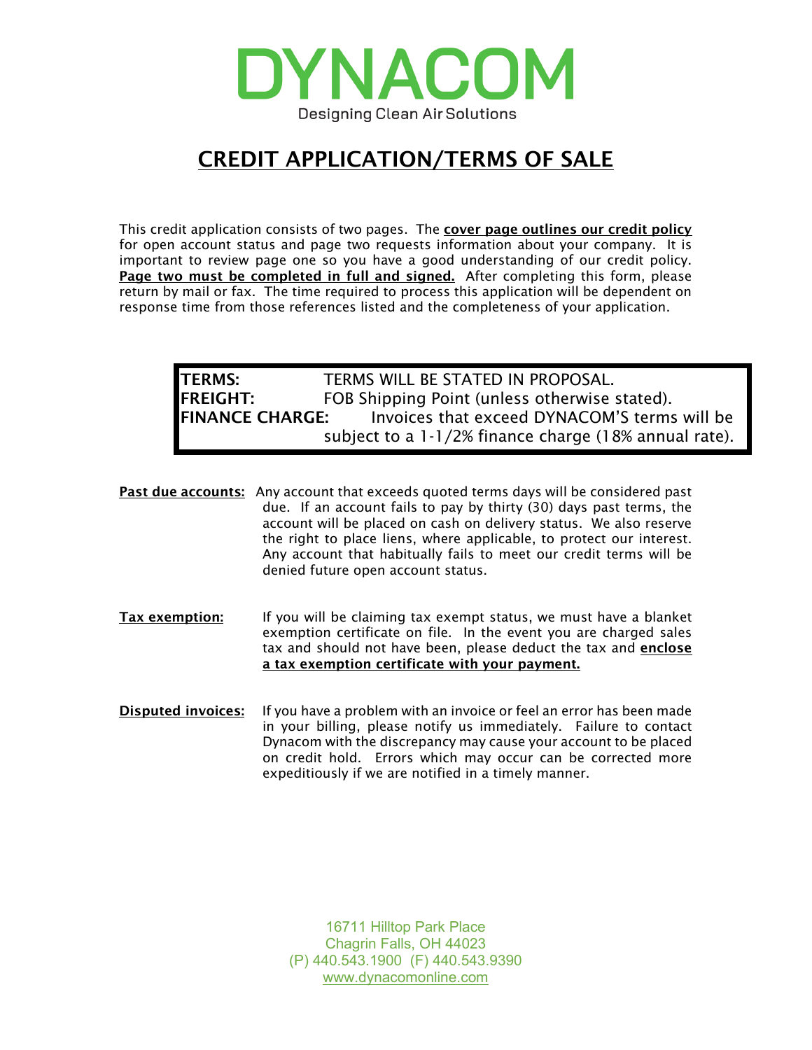# DYNACOM

Designing Clean Air Solutions

## CREDIT APPLICATION/TERMS OF SALE

This credit application consists of two pages. The **cover page outlines our credit policy** for open account status and page two requests information about your company. It is important to review page one so you have a good understanding of our credit policy. **Page two must be completed in full and signed.** After completing this form, please return by mail or fax. The time required to process this application will be dependent on response time from those references listed and the completeness of your application.

| | |
|---|---|
| **TERMS:** | TERMS WILL BE STATED IN PROPOSAL. |
| **FREIGHT:** | FOB Shipping Point (unless otherwise stated). |
| **FINANCE CHARGE:** | Invoices that exceed DYNACOM'S terms will be subject to a 1-1/2% finance charge (18% annual rate). |

**Past due accounts:** Any account that exceeds quoted terms days will be considered past due. If an account fails to pay by thirty (30) days past terms, the account will be placed on cash on delivery status. We also reserve the right to place liens, where applicable, to protect our interest. Any account that habitually fails to meet our credit terms will be denied future open account status.

**Tax exemption:** If you will be claiming tax exempt status, we must have a blanket exemption certificate on file. In the event you are charged sales tax and should not have been, please deduct the tax and **enclose a tax exemption certificate with your payment.**

**Disputed invoices:** If you have a problem with an invoice or feel an error has been made in your billing, please notify us immediately. Failure to contact Dynacom with the discrepancy may cause your account to be placed on credit hold. Errors which may occur can be corrected more expeditiously if we are notified in a timely manner.

16711 Hilltop Park Place
Chagrin Falls, OH 44023
(P) 440.543.1900 (F) 440.543.9390
www.dynacomonline.com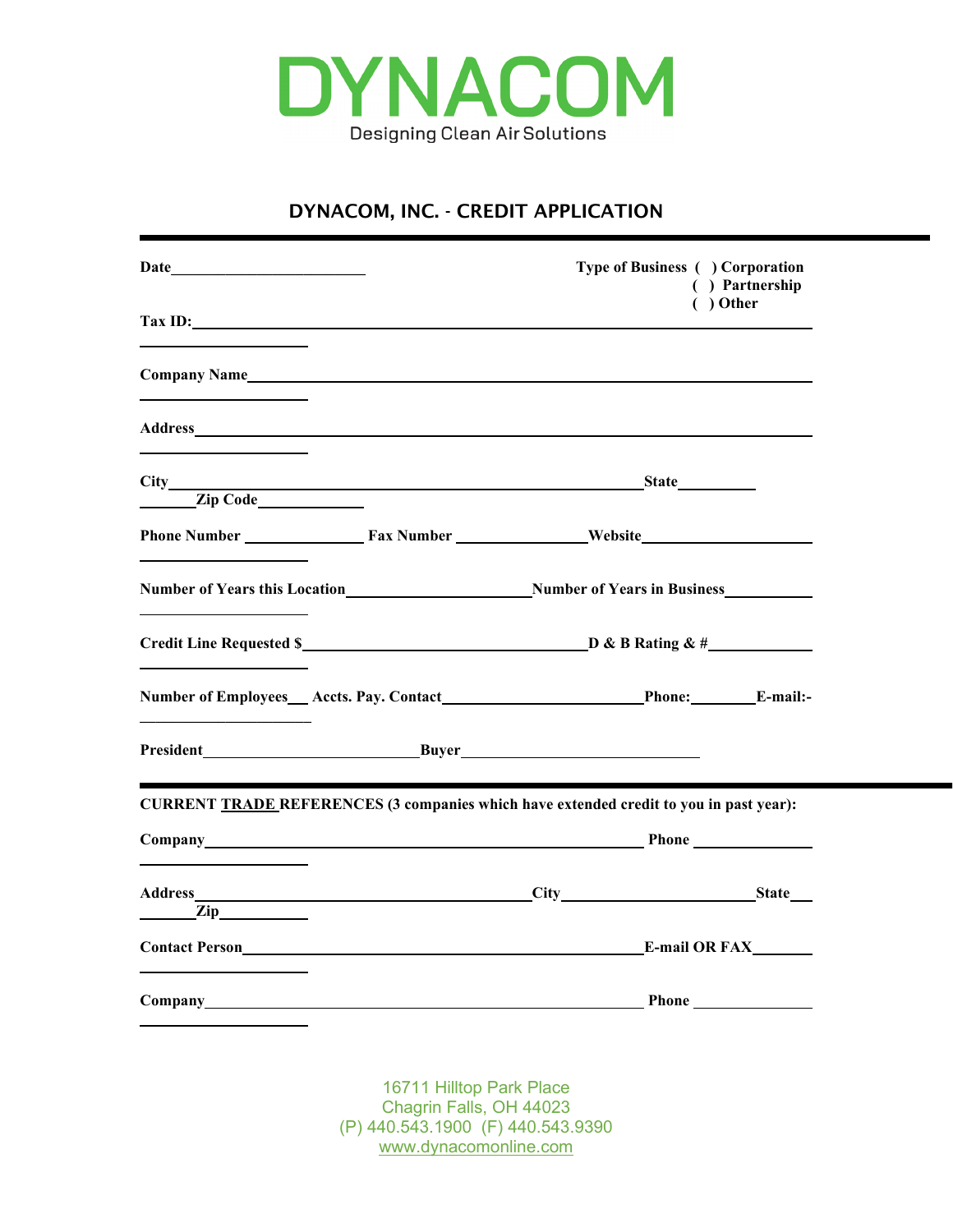DYNACOM

Designing Clean Air Solutions

## DYNACOM, INC. - CREDIT APPLICATION

---

**Date**_________________________ **Type of Business** ( ) Corporation ( ) Partnership ( ) Other

**Tax ID:**_________________________________________________________________________

**Company Name**_________________________________________________________________

**Address**_________________________________________________________________________

**City**___________________________________________________ **State**__________ **Zip Code**______________

**Phone Number** _______________ **Fax Number** ________________ **Website**_____________________

**Number of Years this Location**______________________ **Number of Years in Business**__________

**Credit Line Requested $**__________________________________ **D & B Rating & #**____________

**Number of Employees**___ **Accts. Pay. Contact**________________________ **Phone:**________ **E-mail:-**_____________________

**President**__________________________ **Buyer**_____________________________

---

**CURRENT TRADE REFERENCES (3 companies which have extended credit to you in past year):**

**Company**_____________________________________________________ **Phone** _______________

**Address**__________________________________________ **City**________________________ **State**___ **Zip**__________

**Contact Person**_______________________________________________ **E-mail OR FAX**_______

**Company**_____________________________________________________ **Phone** _______________

16711 Hilltop Park Place
Chagrin Falls, OH 44023
(P) 440.543.1900 (F) 440.543.9390
www.dynacomonline.com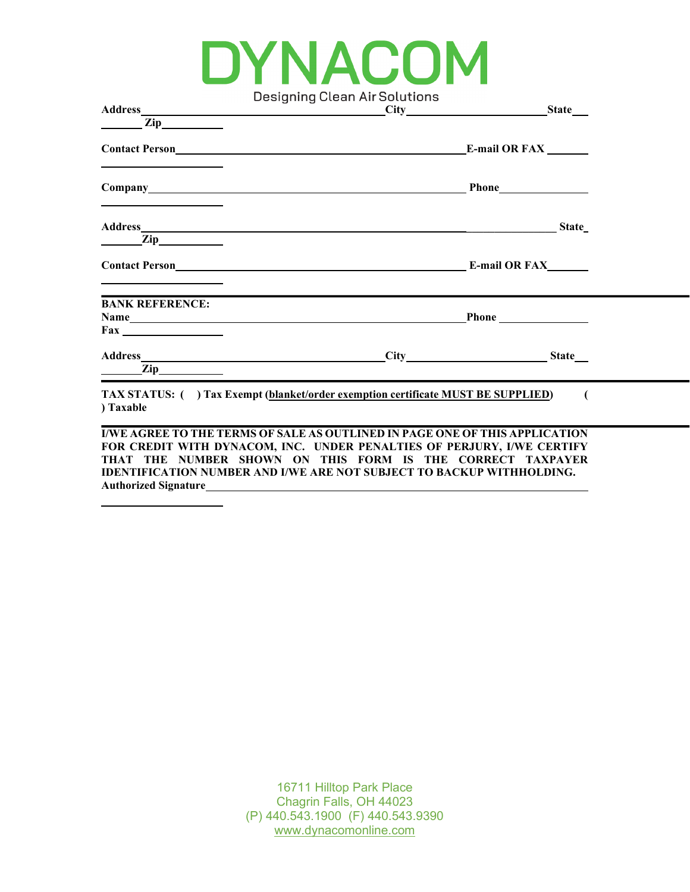# DYNACOM

Designing Clean Air Solutions

**Address**______________________________**City**____________________**State**___ _______ **Zip**__________

**Contact Person**______________________________________________**E-mail OR FAX** _______ ____________________

**Company**______________________________________________ **Phone**_______________ ____________________

**Address**_____________________________________________________________ **State**_ _______**Zip**___________

**Contact Person**______________________________________________ **E-mail OR FAX**_______ ____________________

**BANK REFERENCE:**

**Name**______________________________________________________**Phone** _______________ **Fax** __________________

**Address**______________________________**City**____________________ **State**___ _______**Zip**___________

**TAX STATUS: (  ) Tax Exempt (blanket/order exemption certificate MUST BE SUPPLIED)  (  ) Taxable**

**I/WE AGREE TO THE TERMS OF SALE AS OUTLINED IN PAGE ONE OF THIS APPLICATION FOR CREDIT WITH DYNACOM, INC. UNDER PENALTIES OF PERJURY, I/WE CERTIFY THAT THE NUMBER SHOWN ON THIS FORM IS THE CORRECT TAXPAYER IDENTIFICATION NUMBER AND I/WE ARE NOT SUBJECT TO BACKUP WITHHOLDING.**

**Authorized Signature**______________________________________________________________ ____________________

16711 Hilltop Park Place
Chagrin Falls, OH 44023
(P) 440.543.1900 (F) 440.543.9390
www.dynacomonline.com